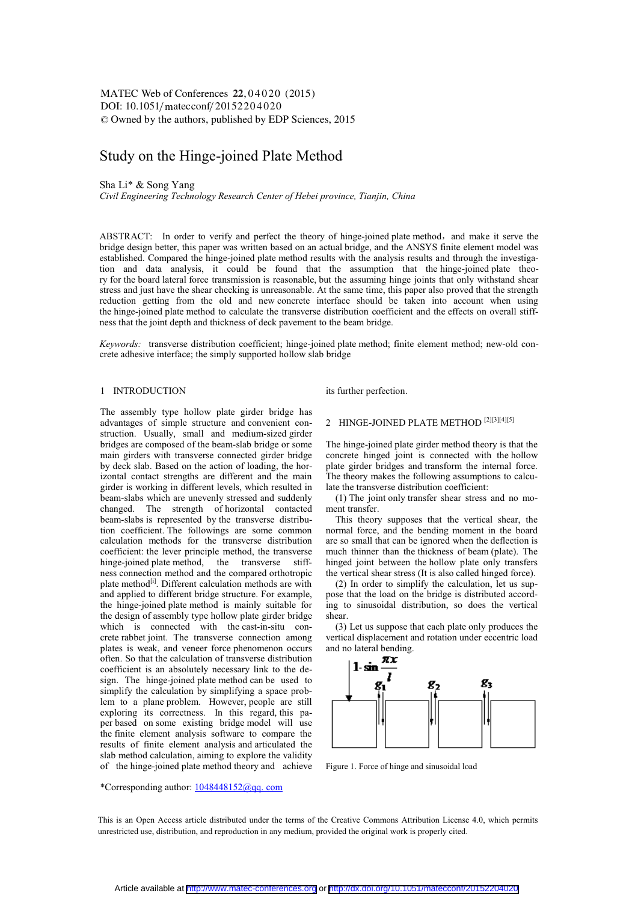# Study on the Hinge-joined Plate Method

Sha Li* & Song Yang

*Civil Engineering Technology Research Center of Hebei province, Tianjin, China*

ABSTRACT: In order to verify and perfect the theory of hinge-joined plate method, and make it serve the bridge design better, this paper was written based on an actual bridge, and the ANSYS finite element model was established. Compared the hinge-joined plate method results with the analysis results and through the investigation and data analysis, it could be found that the assumption that the hinge-joined plate theory for the board lateral force transmission is reasonable, but the assuming hinge joints that only withstand shear stress and just have the shear checking is unreasonable. At the same time, this paper also proved that the strength reduction getting from the old and new concrete interface should be taken into account when using the hinge-joined plate method to calculate the transverse distribution coefficient and the effects on overall stiffness that the joint depth and thickness of deck pavement to the beam bridge.

*Keywords:* transverse distribution coefficient; hinge-joined plate method; finite element method; new-old concrete adhesive interface; the simply supported hollow slab bridge

## 1 INTRODUCTION

The assembly type hollow plate girder bridge has advantages of simple structure and convenient construction. Usually, small and medium-sized girder bridges are composed of the beam-slab bridge or some main girders with transverse connected girder bridge by deck slab. Based on the action of loading, the horizontal contact strengths are different and the main girder is working in different levels, which resulted in beam-slabs which are unevenly stressed and suddenly changed. The strength of horizontal contacted beam-slabs is represented by the transverse distribution coefficient. The followings are some common calculation methods for the transverse distribution coefficient: the lever principle method, the transverse hinge-joined plate method, the transverse stiffness connection method and the compared orthotropic plate method[1]. Different calculation methods are with and applied to different bridge structure. For example, the hinge-joined plate method is mainly suitable for the design of assembly type hollow plate girder bridge which is connected with the cast-in-situ concrete rabbet joint. The transverse connection among plates is weak, and veneer force phenomenon occurs often. So that the calculation of transverse distribution coefficient is an absolutely necessary link to the design. The hinge-joined plate method can be used to simplify the calculation by simplifying a space problem to a plane problem. However, people are still exploring its correctness. In this regard, this paper based on some existing bridge model will use the finite element analysis software to compare the results of finite element analysis and the articulated slab method calculation, aiming to explore the validity of the hinge-joined plate method theory and achieve its further perfection.

## 2 HINGE-JOINED PLATE METHOD [2][3][4][5]

The hinge-joined plate girder method theory is that the concrete hinged joint is connected with the hollow plate girder bridges and transform the internal force. The theory makes the following assumptions to calculate the transverse distribution coefficient:

(1) The joint only transfer shear stress and no moment transfer.

This theory supposes that the vertical shear, the normal force, and the bending moment in the board are so small that can be ignored when the deflection is much thinner than the thickness of beam (plate). The hinged joint between the hollow plate only transfers the vertical shear stress (It is also called hinged force).

(2) In order to simplify the calculation, let us suppose that the load on the bridge is distributed according to sinusoidal distribution, so does the vertical shear.

(3) Let us suppose that each plate only produces the vertical displacement and rotation under eccentric load and no lateral bending.

Figure 1. Force of hinge and sinusoidal load

*Corresponding author: 1048448152@qq. com

This is an Open Access article distributed under the terms of the Creative Commons Attribution License 4.0, which permits unrestricted use, distribution, and reproduction in any medium, provided the original work is properly cited.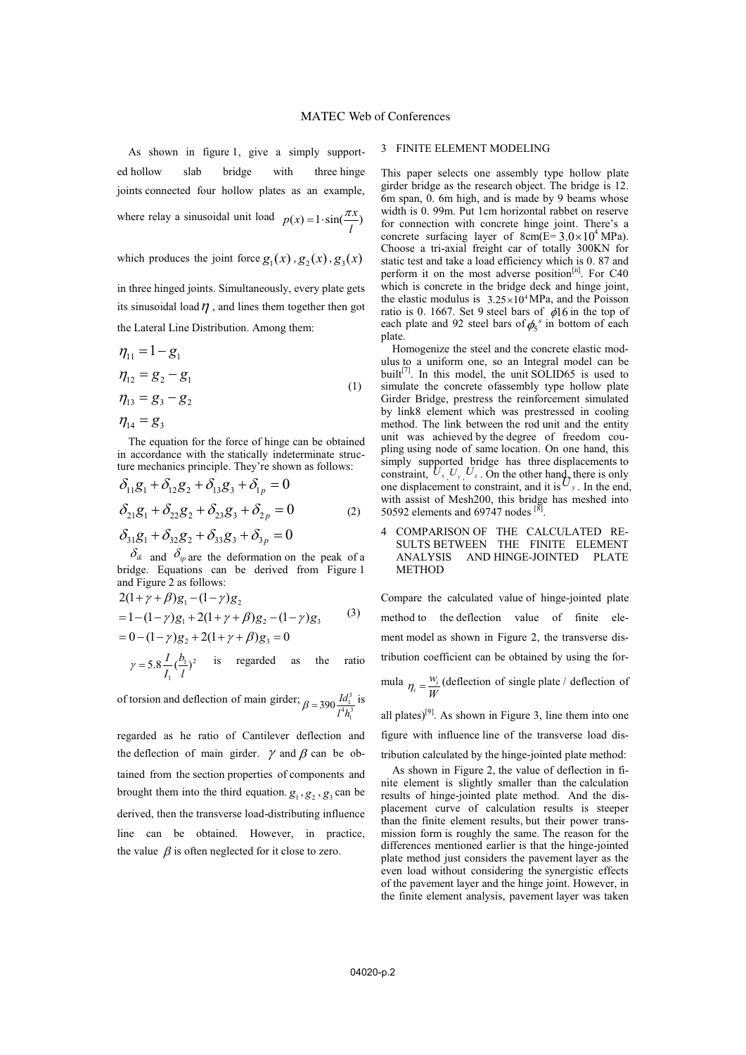As shown in figure 1, give a simply supported hollow slab bridge with three hinge joints connected four hollow plates as an example, where relay a sinusoidal unit load $p(x) = 1 \cdot \sin(\frac{\pi x}{l})$ which produces the joint force $g_1(x)$, $g_2(x)$, $g_3(x)$ in three hinged joints. Simultaneously, every plate gets its sinusoidal load $\eta$, and lines them together then got the Lateral Line Distribution. Among them:

$$
\begin{aligned}
\eta_{11} &= 1 - g_1 \\
\eta_{12} &= g_2 - g_1 \\
\eta_{13} &= g_3 - g_2 \\
\eta_{14} &= g_3
\end{aligned}
\tag{1}
$$

The equation for the force of hinge can be obtained in accordance with the statically indeterminate structure mechanics principle. They're shown as follows:

$$
\begin{aligned}
\delta_{11}g_1 + \delta_{12}g_2 + \delta_{13}g_3 + \delta_{1p} &= 0 \\
\delta_{21}g_1 + \delta_{22}g_2 + \delta_{23}g_3 + \delta_{2p} &= 0 \\
\delta_{31}g_1 + \delta_{32}g_2 + \delta_{33}g_3 + \delta_{3p} &= 0
\end{aligned}
\tag{2}
$$

$\delta_{ik}$ and $\delta_{ip}$ are the deformation on the peak of a bridge. Equations can be derived from Figure 1 and Figure 2 as follows:

$$
\begin{aligned}
&2(1+\gamma+\beta)g_1 - (1-\gamma)g_2 \\
&= 1 - (1-\gamma)g_1 + 2(1+\gamma+\beta)g_2 - (1-\gamma)g_3 \\
&= 0 - (1-\gamma)g_2 + 2(1+\gamma+\beta)g_3 = 0
\end{aligned}
\tag{3}
$$

$\gamma = 5.8\frac{I}{I_1}(\frac{b_1}{l})^2$ is regarded as the ratio of torsion and deflection of main girder; $\beta = 390\frac{Id_1^3}{l^4 h_1^3}$ is regarded as he ratio of Cantilever deflection and the deflection of main girder. $\gamma$ and $\beta$ can be obtained from the section properties of components and brought them into the third equation. $g_1$, $g_2$, $g_3$ can be derived, then the transverse load-distributing influence line can be obtained. However, in practice, the value $\beta$ is often neglected for it close to zero.

## 3 FINITE ELEMENT MODELING

This paper selects one assembly type hollow plate girder bridge as the research object. The bridge is 12. 6m span, 0. 6m high, and is made by 9 beams whose width is 0. 99m. Put 1cm horizontal rabbet on reserve for connection with concrete hinge joint. There's a concrete surfacing layer of 8cm(E= $3.0\times10^4$ MPa). Choose a tri-axial freight car of totally 300KN for static test and take a load efficiency which is 0. 87 and perform it on the most adverse position[ii]. For C40 which is concrete in the bridge deck and hinge joint, the elastic modulus is $3.25\times10^4$ MPa, and the Poisson ratio is 0. 1667. Set 9 steel bars of $\phi16$ in the top of each plate and 92 steel bars of $\phi_5^s$ in bottom of each plate.

Homogenize the steel and the concrete elastic modulus to a uniform one, so an Integral model can be built[7]. In this model, the unit SOLID65 is used to simulate the concrete ofassembly type hollow plate Girder Bridge, prestress the reinforcement simulated by link8 element which was prestressed in cooling method. The link between the rod unit and the entity unit was achieved by the degree of freedom coupling using node of same location. On one hand, this simply supported bridge has three displacements to constraint, $U_x$, $U_y$, $U_z$. On the other hand, there is only one displacement to constraint, and it is $U_y$. In the end, with assist of Mesh200, this bridge has meshed into 50592 elements and 69747 nodes [8].

## 4 COMPARISON OF THE CALCULATED RESULTS BETWEEN THE FINITE ELEMENT ANALYSIS AND HINGE-JOINTED PLATE METHOD

Compare the calculated value of hinge-jointed plate method to the deflection value of finite element model as shown in Figure 2, the transverse distribution coefficient can be obtained by using the formula $\eta_i = \frac{w_i}{W}$ (deflection of single plate / deflection of all plates)[9]. As shown in Figure 3, line them into one figure with influence line of the transverse load distribution calculated by the hinge-jointed plate method:

As shown in Figure 2, the value of deflection in finite element is slightly smaller than the calculation results of hinge-jointed plate method. And the displacement curve of calculation results is steeper than the finite element results, but their power transmission form is roughly the same. The reason for the differences mentioned earlier is that the hinge-jointed plate method just considers the pavement layer as the even load without considering the synergistic effects of the pavement layer and the hinge joint. However, in the finite element analysis, pavement layer was taken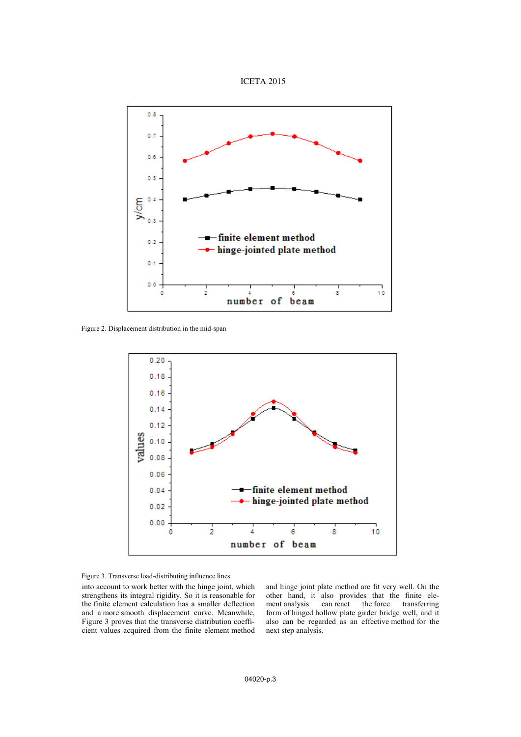Figure 2. Displacement distribution in the mid-span

Figure 3. Transverse load-distributing influence lines

into account to work better with the hinge joint, which strengthens its integral rigidity. So it is reasonable for the finite element calculation has a smaller deflection and a more smooth displacement curve. Meanwhile, Figure 3 proves that the transverse distribution coefficient values acquired from the finite element method and hinge joint plate method are fit very well. On the other hand, it also provides that the finite element analysis can react the force transferring form of hinged hollow plate girder bridge well, and it also can be regarded as an effective method for the next step analysis.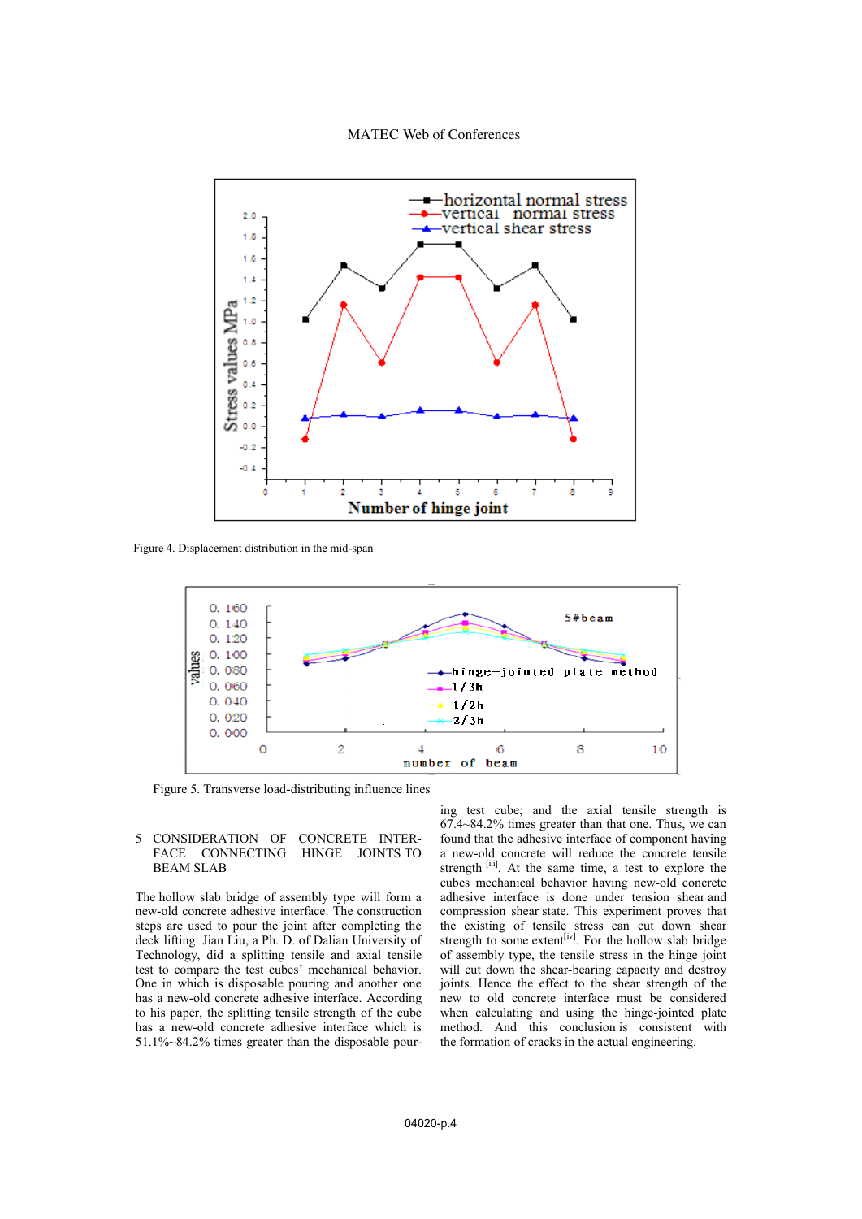Figure 4. Displacement distribution in the mid-span

Figure 5. Transverse load-distributing influence lines

## 5 CONSIDERATION OF CONCRETE INTERFACE CONNECTING HINGE JOINTS TO BEAM SLAB

The hollow slab bridge of assembly type will form a new-old concrete adhesive interface. The construction steps are used to pour the joint after completing the deck lifting. Jian Liu, a Ph. D. of Dalian University of Technology, did a splitting tensile and axial tensile test to compare the test cubes' mechanical behavior. One in which is disposable pouring and another one has a new-old concrete adhesive interface. According to his paper, the splitting tensile strength of the cube has a new-old concrete adhesive interface which is 51.1%~84.2% times greater than the disposable pouring test cube; and the axial tensile strength is 67.4~84.2% times greater than that one. Thus, we can found that the adhesive interface of component having a new-old concrete will reduce the concrete tensile strength [iii]. At the same time, a test to explore the cubes mechanical behavior having new-old concrete adhesive interface is done under tension shear and compression shear state. This experiment proves that the existing of tensile stress can cut down shear strength to some extent[iv]. For the hollow slab bridge of assembly type, the tensile stress in the hinge joint will cut down the shear-bearing capacity and destroy joints. Hence the effect to the shear strength of the new to old concrete interface must be considered when calculating and using the hinge-jointed plate method. And this conclusion is consistent with the formation of cracks in the actual engineering.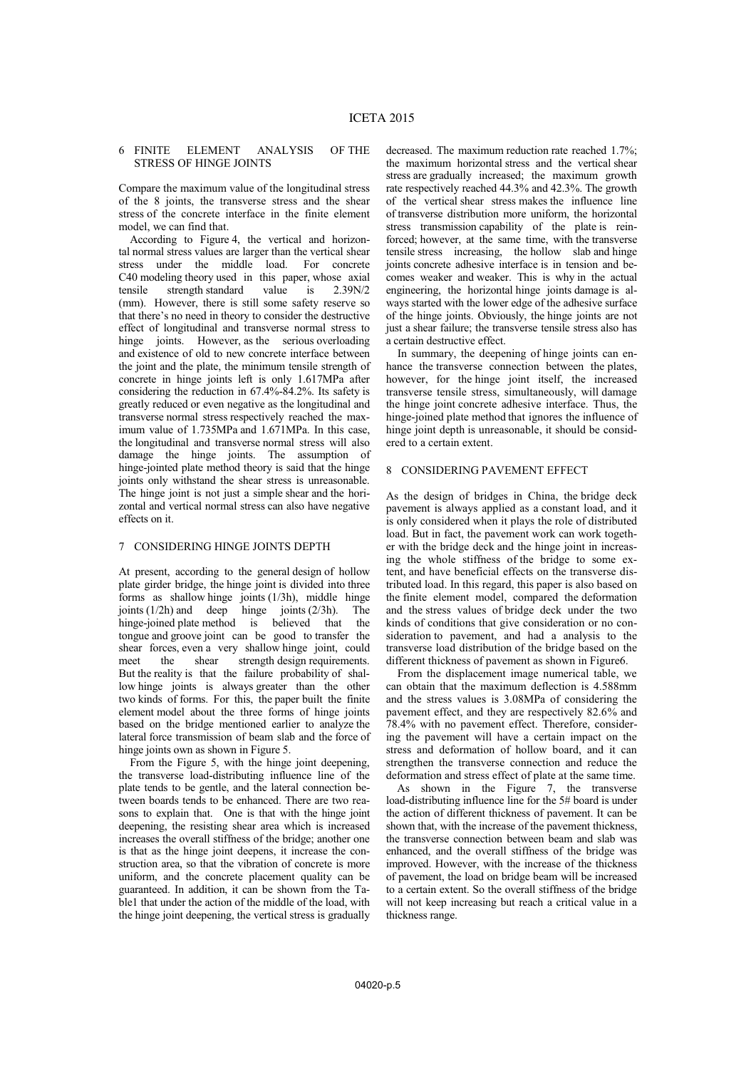## 6 FINITE ELEMENT ANALYSIS OF THE STRESS OF HINGE JOINTS

Compare the maximum value of the longitudinal stress of the 8 joints, the transverse stress and the shear stress of the concrete interface in the finite element model, we can find that.

According to Figure 4, the vertical and horizontal normal stress values are larger than the vertical shear stress under the middle load. For concrete C40 modeling theory used in this paper, whose axial tensile strength standard value is 2.39N/2 (mm). However, there is still some safety reserve so that there's no need in theory to consider the destructive effect of longitudinal and transverse normal stress to hinge joints. However, as the serious overloading and existence of old to new concrete interface between the joint and the plate, the minimum tensile strength of concrete in hinge joints left is only 1.617MPa after considering the reduction in 67.4%-84.2%. Its safety is greatly reduced or even negative as the longitudinal and transverse normal stress respectively reached the maximum value of 1.735MPa and 1.671MPa. In this case, the longitudinal and transverse normal stress will also damage the hinge joints. The assumption of hinge-jointed plate method theory is said that the hinge joints only withstand the shear stress is unreasonable. The hinge joint is not just a simple shear and the horizontal and vertical normal stress can also have negative effects on it.

## 7 CONSIDERING HINGE JOINTS DEPTH

At present, according to the general design of hollow plate girder bridge, the hinge joint is divided into three forms as shallow hinge joints (1/3h), middle hinge joints (1/2h) and deep hinge joints (2/3h). The hinge-joined plate method is believed that the tongue and groove joint can be good to transfer the shear forces, even a very shallow hinge joint, could meet the shear strength design requirements. But the reality is that the failure probability of shallow hinge joints is always greater than the other two kinds of forms. For this, the paper built the finite element model about the three forms of hinge joints based on the bridge mentioned earlier to analyze the lateral force transmission of beam slab and the force of hinge joints own as shown in Figure 5.

From the Figure 5, with the hinge joint deepening, the transverse load-distributing influence line of the plate tends to be gentle, and the lateral connection between boards tends to be enhanced. There are two reasons to explain that. One is that with the hinge joint deepening, the resisting shear area which is increased increases the overall stiffness of the bridge; another one is that as the hinge joint deepens, it increase the construction area, so that the vibration of concrete is more uniform, and the concrete placement quality can be guaranteed. In addition, it can be shown from the Table1 that under the action of the middle of the load, with the hinge joint deepening, the vertical stress is gradually decreased. The maximum reduction rate reached 1.7%; the maximum horizontal stress and the vertical shear stress are gradually increased; the maximum growth rate respectively reached 44.3% and 42.3%. The growth of the vertical shear stress makes the influence line of transverse distribution more uniform, the horizontal stress transmission capability of the plate is reinforced; however, at the same time, with the transverse tensile stress increasing, the hollow slab and hinge joints concrete adhesive interface is in tension and becomes weaker and weaker. This is why in the actual engineering, the horizontal hinge joints damage is always started with the lower edge of the adhesive surface of the hinge joints. Obviously, the hinge joints are not just a shear failure; the transverse tensile stress also has a certain destructive effect.

In summary, the deepening of hinge joints can enhance the transverse connection between the plates, however, for the hinge joint itself, the increased transverse tensile stress, simultaneously, will damage the hinge joint concrete adhesive interface. Thus, the hinge-joined plate method that ignores the influence of hinge joint depth is unreasonable, it should be considered to a certain extent.

## 8 CONSIDERING PAVEMENT EFFECT

As the design of bridges in China, the bridge deck pavement is always applied as a constant load, and it is only considered when it plays the role of distributed load. But in fact, the pavement work can work together with the bridge deck and the hinge joint in increasing the whole stiffness of the bridge to some extent, and have beneficial effects on the transverse distributed load. In this regard, this paper is also based on the finite element model, compared the deformation and the stress values of bridge deck under the two kinds of conditions that give consideration or no consideration to pavement, and had a analysis to the transverse load distribution of the bridge based on the different thickness of pavement as shown in Figure6.

From the displacement image numerical table, we can obtain that the maximum deflection is 4.588mm and the stress values is 3.08MPa of considering the pavement effect, and they are respectively 82.6% and 78.4% with no pavement effect. Therefore, considering the pavement will have a certain impact on the stress and deformation of hollow board, and it can strengthen the transverse connection and reduce the deformation and stress effect of plate at the same time.

As shown in the Figure 7, the transverse load-distributing influence line for the 5# board is under the action of different thickness of pavement. It can be shown that, with the increase of the pavement thickness, the transverse connection between beam and slab was enhanced, and the overall stiffness of the bridge was improved. However, with the increase of the thickness of pavement, the load on bridge beam will be increased to a certain extent. So the overall stiffness of the bridge will not keep increasing but reach a critical value in a thickness range.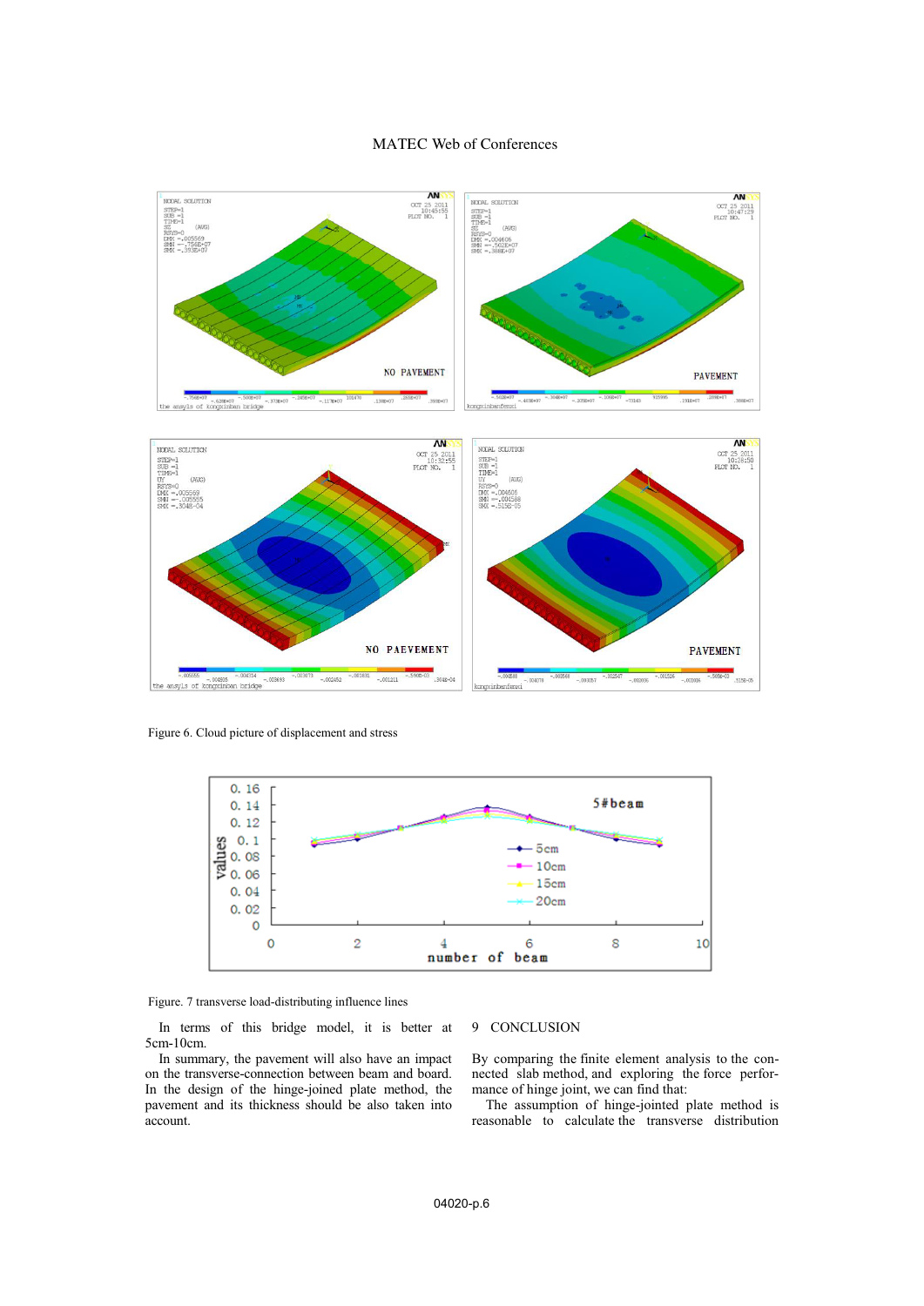Figure 6. Cloud picture of displacement and stress

Figure. 7 transverse load-distributing influence lines

In terms of this bridge model, it is better at 5cm-10cm.

In summary, the pavement will also have an impact on the transverse-connection between beam and board. In the design of the hinge-joined plate method, the pavement and its thickness should be also taken into account.

## 9 CONCLUSION

By comparing the finite element analysis to the connected slab method, and exploring the force performance of hinge joint, we can find that:

The assumption of hinge-jointed plate method is reasonable to calculate the transverse distribution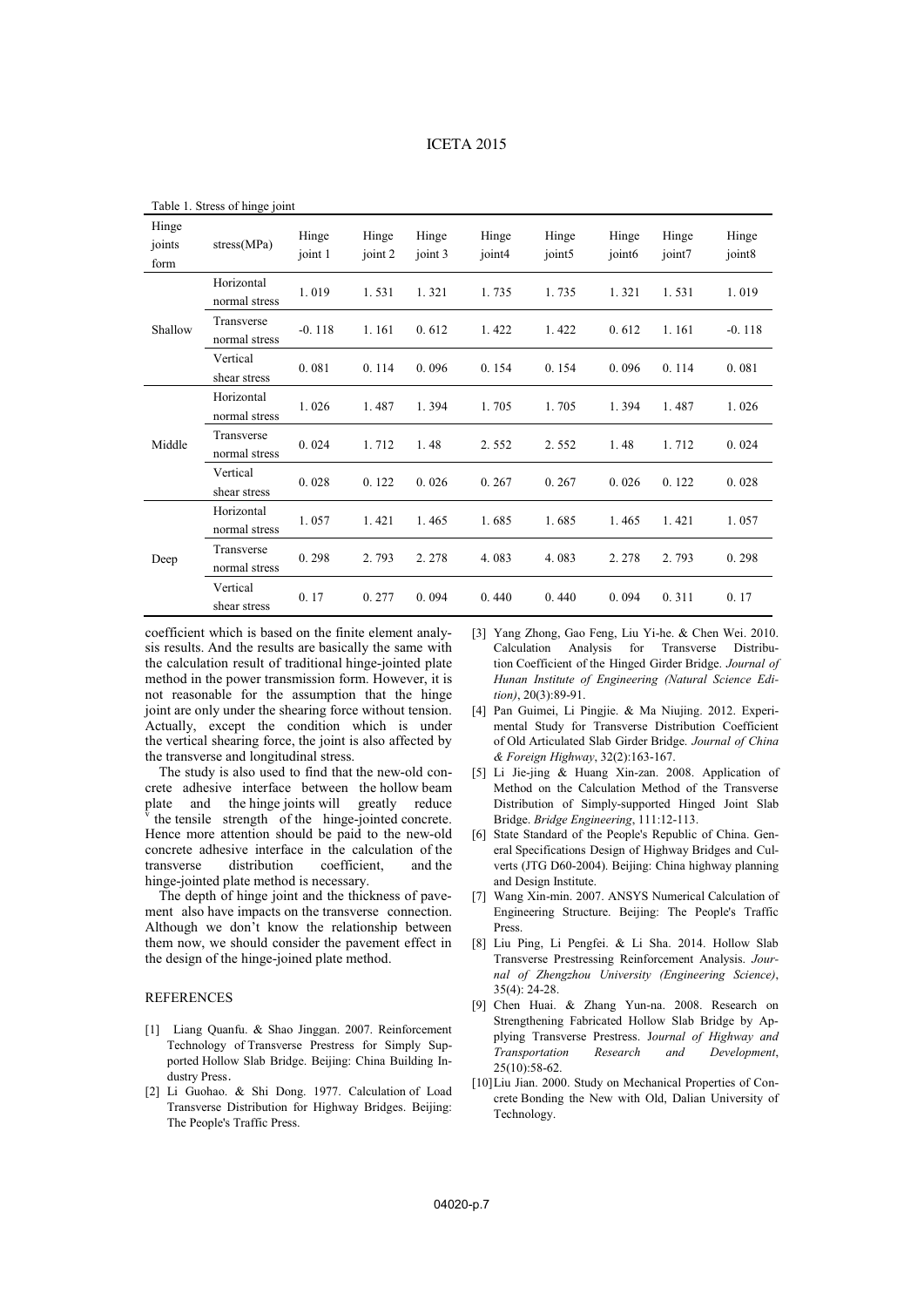Table 1. Stress of hinge joint

| Hinge joints form | stress(MPa) | Hinge joint 1 | Hinge joint 2 | Hinge joint 3 | Hinge joint4 | Hinge joint5 | Hinge joint6 | Hinge joint7 | Hinge joint8 |
|---|---|---|---|---|---|---|---|---|---|
| Shallow | Horizontal normal stress | 1. 019 | 1. 531 | 1. 321 | 1. 735 | 1. 735 | 1. 321 | 1. 531 | 1. 019 |
| | Transverse normal stress | -0. 118 | 1. 161 | 0. 612 | 1. 422 | 1. 422 | 0. 612 | 1. 161 | -0. 118 |
| | Vertical shear stress | 0. 081 | 0. 114 | 0. 096 | 0. 154 | 0. 154 | 0. 096 | 0. 114 | 0. 081 |
| Middle | Horizontal normal stress | 1. 026 | 1. 487 | 1. 394 | 1. 705 | 1. 705 | 1. 394 | 1. 487 | 1. 026 |
| | Transverse normal stress | 0. 024 | 1. 712 | 1. 48 | 2. 552 | 2. 552 | 1. 48 | 1. 712 | 0. 024 |
| | Vertical shear stress | 0. 028 | 0. 122 | 0. 026 | 0. 267 | 0. 267 | 0. 026 | 0. 122 | 0. 028 |
| Deep | Horizontal normal stress | 1. 057 | 1. 421 | 1. 465 | 1. 685 | 1. 685 | 1. 465 | 1. 421 | 1. 057 |
| | Transverse normal stress | 0. 298 | 2. 793 | 2. 278 | 4. 083 | 4. 083 | 2. 278 | 2. 793 | 0. 298 |
| | Vertical shear stress | 0. 17 | 0. 277 | 0. 094 | 0. 440 | 0. 440 | 0. 094 | 0. 311 | 0. 17 |

coefficient which is based on the finite element analysis results. And the results are basically the same with the calculation result of traditional hinge-jointed plate method in the power transmission form. However, it is not reasonable for the assumption that the hinge joint are only under the shearing force without tension. Actually, except the condition which is under the vertical shearing force, the joint is also affected by the transverse and longitudinal stress.

The study is also used to find that the new-old concrete adhesive interface between the hollow beam plate and the hinge joints will greatly reduce the tensile strength of the hinge-jointed concrete. Hence more attention should be paid to the new-old concrete adhesive interface in the calculation of the transverse distribution coefficient, and the hinge-jointed plate method is necessary.

The depth of hinge joint and the thickness of pavement also have impacts on the transverse connection. Although we don't know the relationship between them now, we should consider the pavement effect in the design of the hinge-joined plate method.

## REFERENCES

[1] Liang Quanfu. & Shao Jinggan. 2007. Reinforcement Technology of Transverse Prestress for Simply Supported Hollow Slab Bridge. Beijing: China Building Industry Press.

[2] Li Guohao. & Shi Dong. 1977. Calculation of Load Transverse Distribution for Highway Bridges. Beijing: The People's Traffic Press.

[3] Yang Zhong, Gao Feng, Liu Yi-he. & Chen Wei. 2010. Calculation Analysis for Transverse Distribution Coefficient of the Hinged Girder Bridge. *Journal of Hunan Institute of Engineering (Natural Science Edition)*, 20(3):89-91.

[4] Pan Guimei, Li Pingjie. & Ma Niujing. 2012. Experimental Study for Transverse Distribution Coefficient of Old Articulated Slab Girder Bridge. *Journal of China & Foreign Highway*, 32(2):163-167.

[5] Li Jie-jing & Huang Xin-zan. 2008. Application of Method on the Calculation Method of the Transverse Distribution of Simply-supported Hinged Joint Slab Bridge. *Bridge Engineering*, 111:12-113.

[6] State Standard of the People's Republic of China. General Specifications Design of Highway Bridges and Culverts (JTG D60-2004). Beijing: China highway planning and Design Institute.

[7] Wang Xin-min. 2007. ANSYS Numerical Calculation of Engineering Structure. Beijing: The People's Traffic Press.

[8] Liu Ping, Li Pengfei. & Li Sha. 2014. Hollow Slab Transverse Prestressing Reinforcement Analysis. *Journal of Zhengzhou University (Engineering Science)*, 35(4): 24-28.

[9] Chen Huai. & Zhang Yun-na. 2008. Research on Strengthening Fabricated Hollow Slab Bridge by Applying Transverse Prestress. *Journal of Highway and Transportation Research and Development*, 25(10):58-62.

[10] Liu Jian. 2000. Study on Mechanical Properties of Concrete Bonding the New with Old, Dalian University of Technology.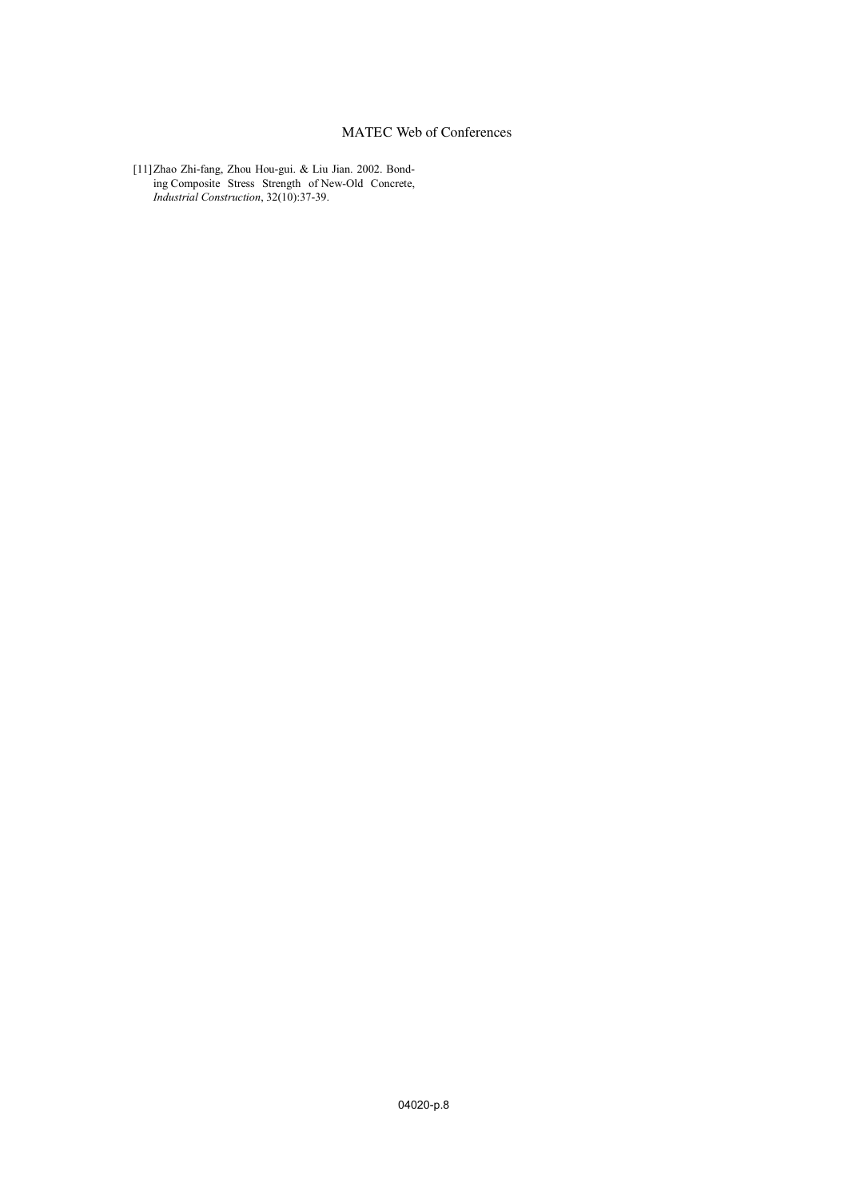[11] Zhao Zhi-fang, Zhou Hou-gui. & Liu Jian. 2002. Bonding Composite Stress Strength of New-Old Concrete, *Industrial Construction*, 32(10):37-39.